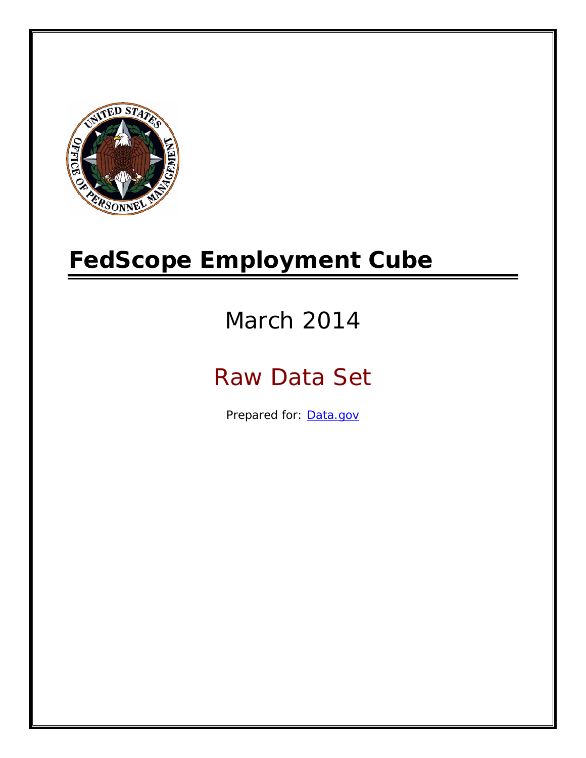# FedScope Employment Cube

## March 2014

## Raw Data Set

Prepared for: [Data.gov](Data.gov)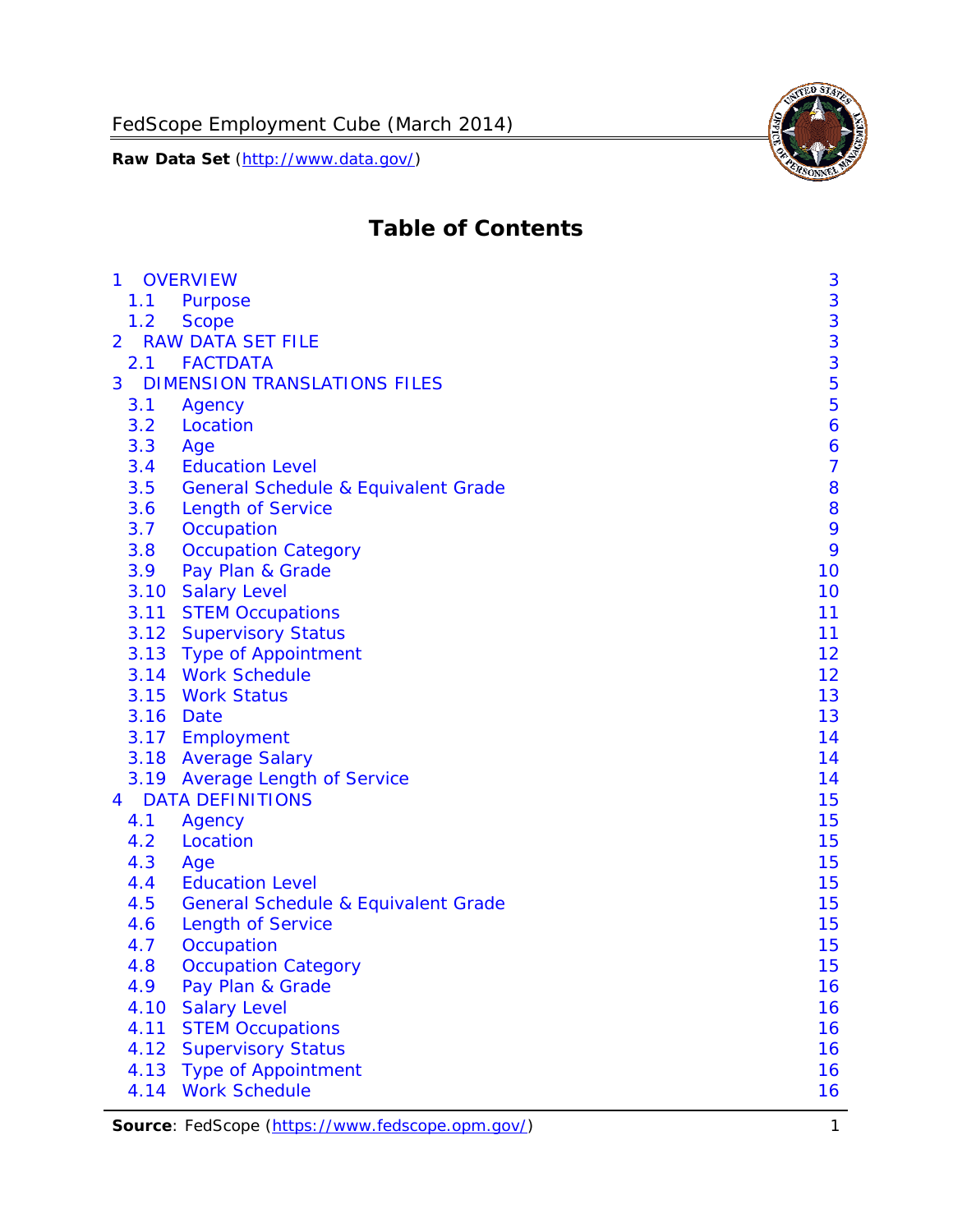# Table of Contents

| | | |
|---|---|---|
| 1 | OVERVIEW | 3 |
| 1.1 | Purpose | 3 |
| 1.2 | Scope | 3 |
| 2 | RAW DATA SET FILE | 3 |
| 2.1 | FACTDATA | 3 |
| 3 | DIMENSION TRANSLATIONS FILES | 5 |
| 3.1 | Agency | 5 |
| 3.2 | Location | 6 |
| 3.3 | Age | 6 |
| 3.4 | Education Level | 7 |
| 3.5 | General Schedule & Equivalent Grade | 8 |
| 3.6 | Length of Service | 8 |
| 3.7 | Occupation | 9 |
| 3.8 | Occupation Category | 9 |
| 3.9 | Pay Plan & Grade | 10 |
| 3.10 | Salary Level | 10 |
| 3.11 | STEM Occupations | 11 |
| 3.12 | Supervisory Status | 11 |
| 3.13 | Type of Appointment | 12 |
| 3.14 | Work Schedule | 12 |
| 3.15 | Work Status | 13 |
| 3.16 | Date | 13 |
| 3.17 | Employment | 14 |
| 3.18 | Average Salary | 14 |
| 3.19 | Average Length of Service | 14 |
| 4 | DATA DEFINITIONS | 15 |
| 4.1 | Agency | 15 |
| 4.2 | Location | 15 |
| 4.3 | Age | 15 |
| 4.4 | Education Level | 15 |
| 4.5 | General Schedule & Equivalent Grade | 15 |
| 4.6 | Length of Service | 15 |
| 4.7 | Occupation | 15 |
| 4.8 | Occupation Category | 15 |
| 4.9 | Pay Plan & Grade | 16 |
| 4.10 | Salary Level | 16 |
| 4.11 | STEM Occupations | 16 |
| 4.12 | Supervisory Status | 16 |
| 4.13 | Type of Appointment | 16 |
| 4.14 | Work Schedule | 16 |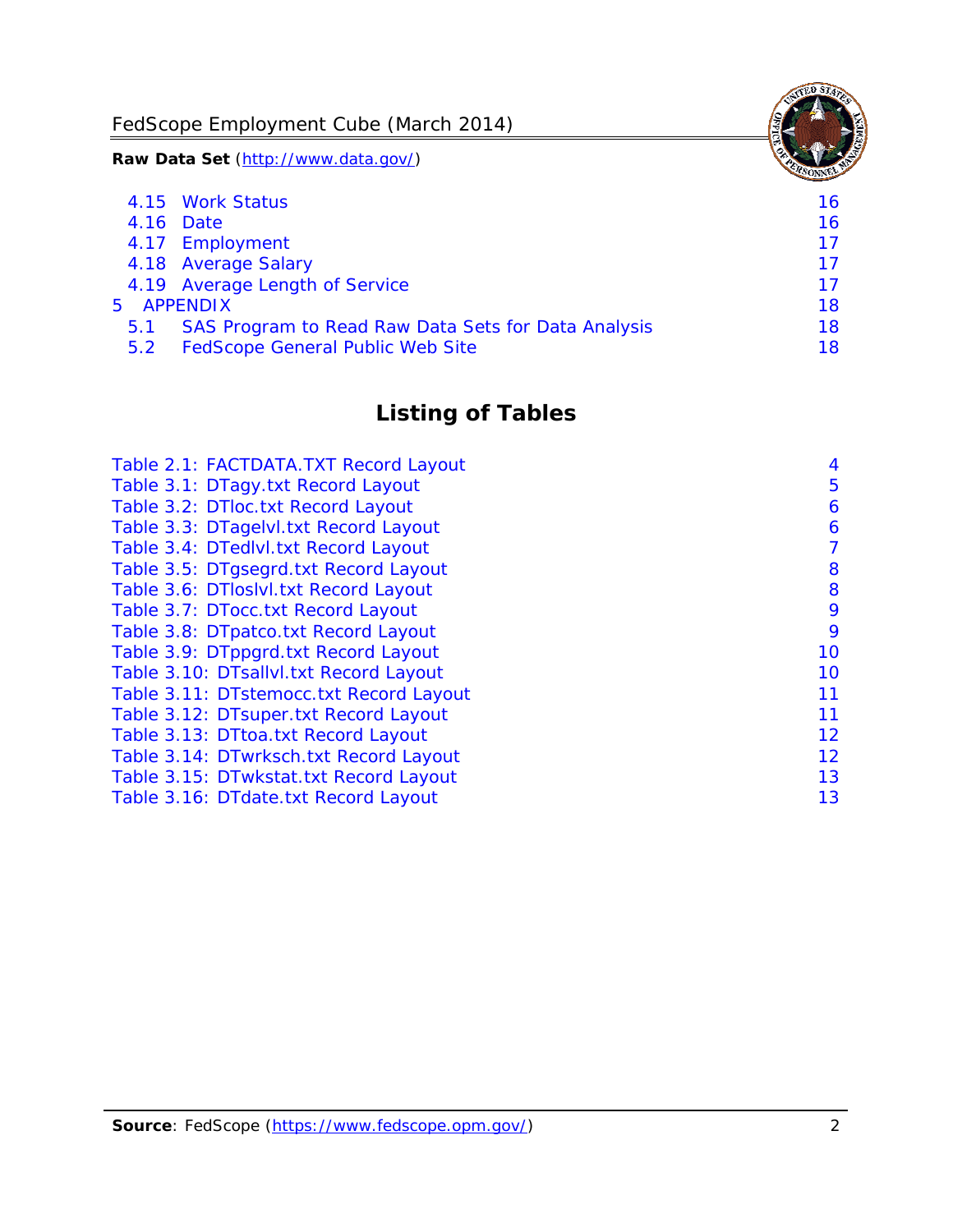- 4.15 Work Status 16
- 4.16 Date 16
- 4.17 Employment 17
- 4.18 Average Salary 17
- 4.19 Average Length of Service 17

5 APPENDIX 18

- 5.1 SAS Program to Read Raw Data Sets for Data Analysis 18
- 5.2 FedScope General Public Web Site 18

## Listing of Tables

- Table 2.1: FACTDATA.TXT Record Layout 4
- Table 3.1: DTagy.txt Record Layout 5
- Table 3.2: DTloc.txt Record Layout 6
- Table 3.3: DTagelvl.txt Record Layout 6
- Table 3.4: DTedlvl.txt Record Layout 7
- Table 3.5: DTgsegrd.txt Record Layout 8
- Table 3.6: DTloslvl.txt Record Layout 8
- Table 3.7: DTocc.txt Record Layout 9
- Table 3.8: DTpatco.txt Record Layout 9
- Table 3.9: DTppgrd.txt Record Layout 10
- Table 3.10: DTsallvl.txt Record Layout 10
- Table 3.11: DTstemocc.txt Record Layout 11
- Table 3.12: DTsuper.txt Record Layout 11
- Table 3.13: DTtoa.txt Record Layout 12
- Table 3.14: DTwrksch.txt Record Layout 12
- Table 3.15: DTwkstat.txt Record Layout 13
- Table 3.16: DTdate.txt Record Layout 13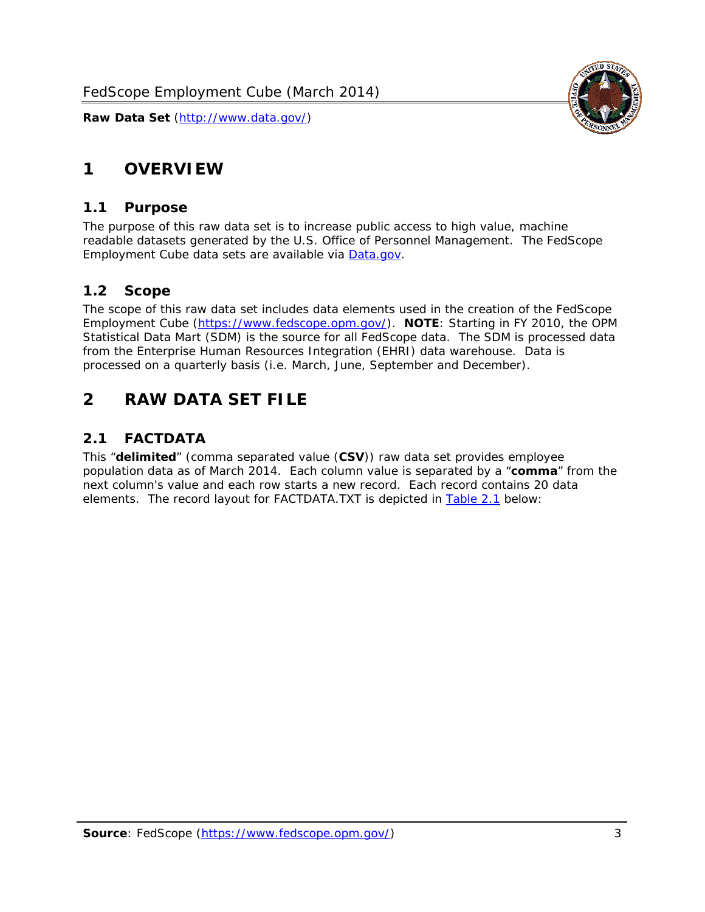# 1 OVERVIEW

## 1.1 Purpose

The purpose of this raw data set is to increase public access to high value, machine readable datasets generated by the U.S. Office of Personnel Management. The FedScope Employment Cube data sets are available via [Data.gov](http://www.data.gov/).

## 1.2 Scope

The scope of this raw data set includes data elements used in the creation of the FedScope Employment Cube ([https://www.fedscope.opm.gov/](https://www.fedscope.opm.gov/)). **NOTE**: Starting in FY 2010, the OPM Statistical Data Mart (SDM) is the source for all FedScope data. The SDM is processed data from the Enterprise Human Resources Integration (EHRI) data warehouse. Data is processed on a quarterly basis (i.e. March, June, September and December).

# 2 RAW DATA SET FILE

## 2.1 FACTDATA

This "**delimited**" (comma separated value (**CSV**)) raw data set provides employee population data as of March 2014. Each column value is separated by a "**comma**" from the next column's value and each row starts a new record. Each record contains 20 data elements. The record layout for FACTDATA.TXT is depicted in Table 2.1 below: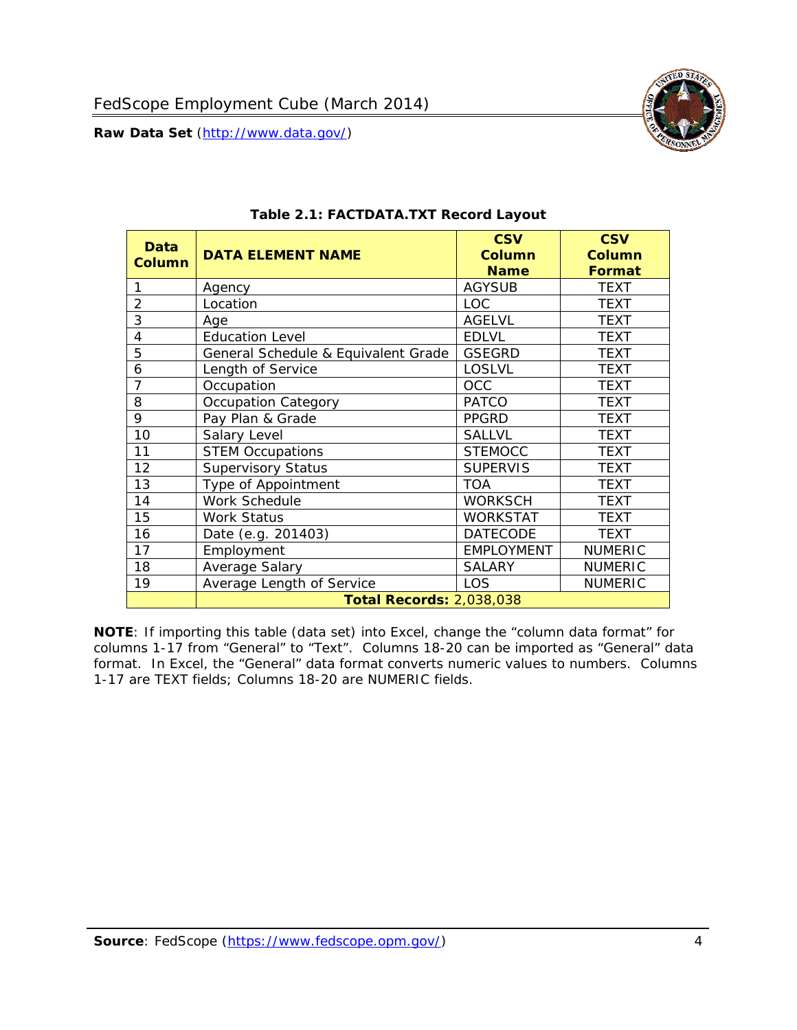**Table 2.1: FACTDATA.TXT Record Layout**

| Data Column | DATA ELEMENT NAME | CSV Column Name | CSV Column Format |
|---|---|---|---|
| 1 | Agency | AGYSUB | TEXT |
| 2 | Location | LOC | TEXT |
| 3 | Age | AGELVL | TEXT |
| 4 | Education Level | EDLVL | TEXT |
| 5 | General Schedule & Equivalent Grade | GSEGRD | TEXT |
| 6 | Length of Service | LOSLVL | TEXT |
| 7 | Occupation | OCC | TEXT |
| 8 | Occupation Category | PATCO | TEXT |
| 9 | Pay Plan & Grade | PPGRD | TEXT |
| 10 | Salary Level | SALLVL | TEXT |
| 11 | STEM Occupations | STEMOCC | TEXT |
| 12 | Supervisory Status | SUPERVIS | TEXT |
| 13 | Type of Appointment | TOA | TEXT |
| 14 | Work Schedule | WORKSCH | TEXT |
| 15 | Work Status | WORKSTAT | TEXT |
| 16 | Date (e.g. 201403) | DATECODE | TEXT |
| 17 | Employment | EMPLOYMENT | NUMERIC |
| 18 | Average Salary | SALARY | NUMERIC |
| 19 | Average Length of Service | LOS | NUMERIC |
| | **Total Records:** 2,038,038 | | |

**NOTE**: If importing this table (data set) into Excel, change the "column data format" for columns 1-17 from "General" to "Text". Columns 18-20 can be imported as "General" data format. In Excel, the "General" data format converts numeric values to numbers. Columns 1-17 are TEXT fields; Columns 18-20 are NUMERIC fields.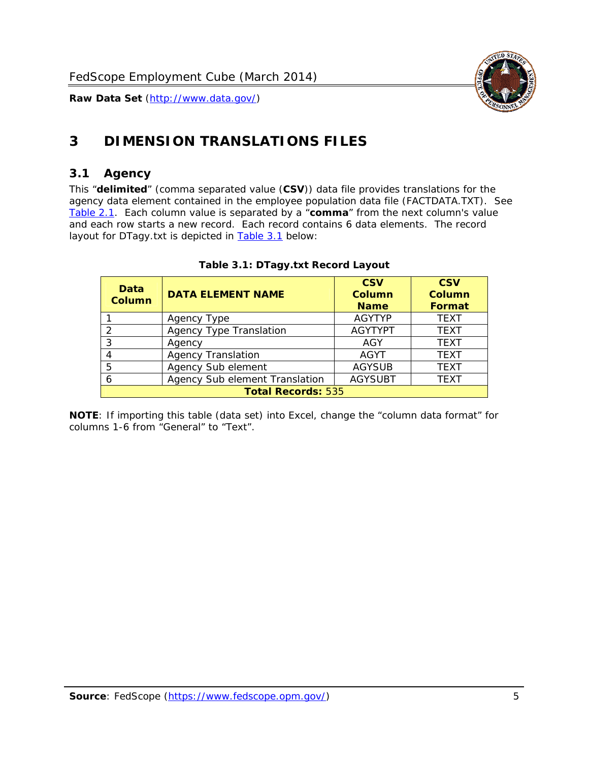# 3 DIMENSION TRANSLATIONS FILES

## 3.1 Agency

This "**delimited**" (comma separated value (**CSV**)) data file provides translations for the agency data element contained in the employee population data file (FACTDATA.TXT). See Table 2.1. Each column value is separated by a "**comma**" from the next column's value and each row starts a new record. Each record contains 6 data elements. The record layout for DTagy.txt is depicted in Table 3.1 below:

**Table 3.1: DTagy.txt Record Layout**

| Data Column | DATA ELEMENT NAME | CSV Column Name | CSV Column Format |
|---|---|---|---|
| 1 | Agency Type | AGYTYP | TEXT |
| 2 | Agency Type Translation | AGYTYPT | TEXT |
| 3 | Agency | AGY | TEXT |
| 4 | Agency Translation | AGYT | TEXT |
| 5 | Agency Sub element | AGYSUB | TEXT |
| 6 | Agency Sub element Translation | AGYSUBT | TEXT |
| **Total Records:** 535 | | | |

**NOTE**: If importing this table (data set) into Excel, change the "column data format" for columns 1-6 from "General" to "Text".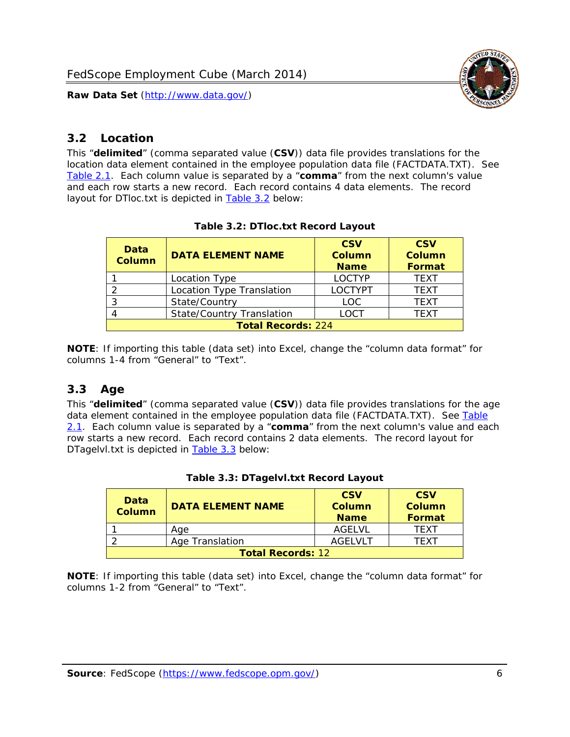## 3.2 Location

This "**delimited**" (comma separated value (**CSV**)) data file provides translations for the location data element contained in the employee population data file (FACTDATA.TXT). See Table 2.1. Each column value is separated by a "**comma**" from the next column's value and each row starts a new record. Each record contains 4 data elements. The record layout for DTloc.txt is depicted in Table 3.2 below:

**Table 3.2: DTloc.txt Record Layout**

| Data Column | DATA ELEMENT NAME | CSV Column Name | CSV Column Format |
|---|---|---|---|
| 1 | Location Type | LOCTYP | TEXT |
| 2 | Location Type Translation | LOCTYPT | TEXT |
| 3 | State/Country | LOC | TEXT |
| 4 | State/Country Translation | LOCT | TEXT |
| **Total Records:** 224 | | | |

**NOTE**: If importing this table (data set) into Excel, change the "column data format" for columns 1-4 from "General" to "Text".

## 3.3 Age

This "**delimited**" (comma separated value (**CSV**)) data file provides translations for the age data element contained in the employee population data file (FACTDATA.TXT). See Table 2.1. Each column value is separated by a "**comma**" from the next column's value and each row starts a new record. Each record contains 2 data elements. The record layout for DTagelvl.txt is depicted in Table 3.3 below:

**Table 3.3: DTagelvl.txt Record Layout**

| Data Column | DATA ELEMENT NAME | CSV Column Name | CSV Column Format |
|---|---|---|---|
| 1 | Age | AGELVL | TEXT |
| 2 | Age Translation | AGELVLT | TEXT |
| **Total Records:** 12 | | | |

**NOTE**: If importing this table (data set) into Excel, change the "column data format" for columns 1-2 from "General" to "Text".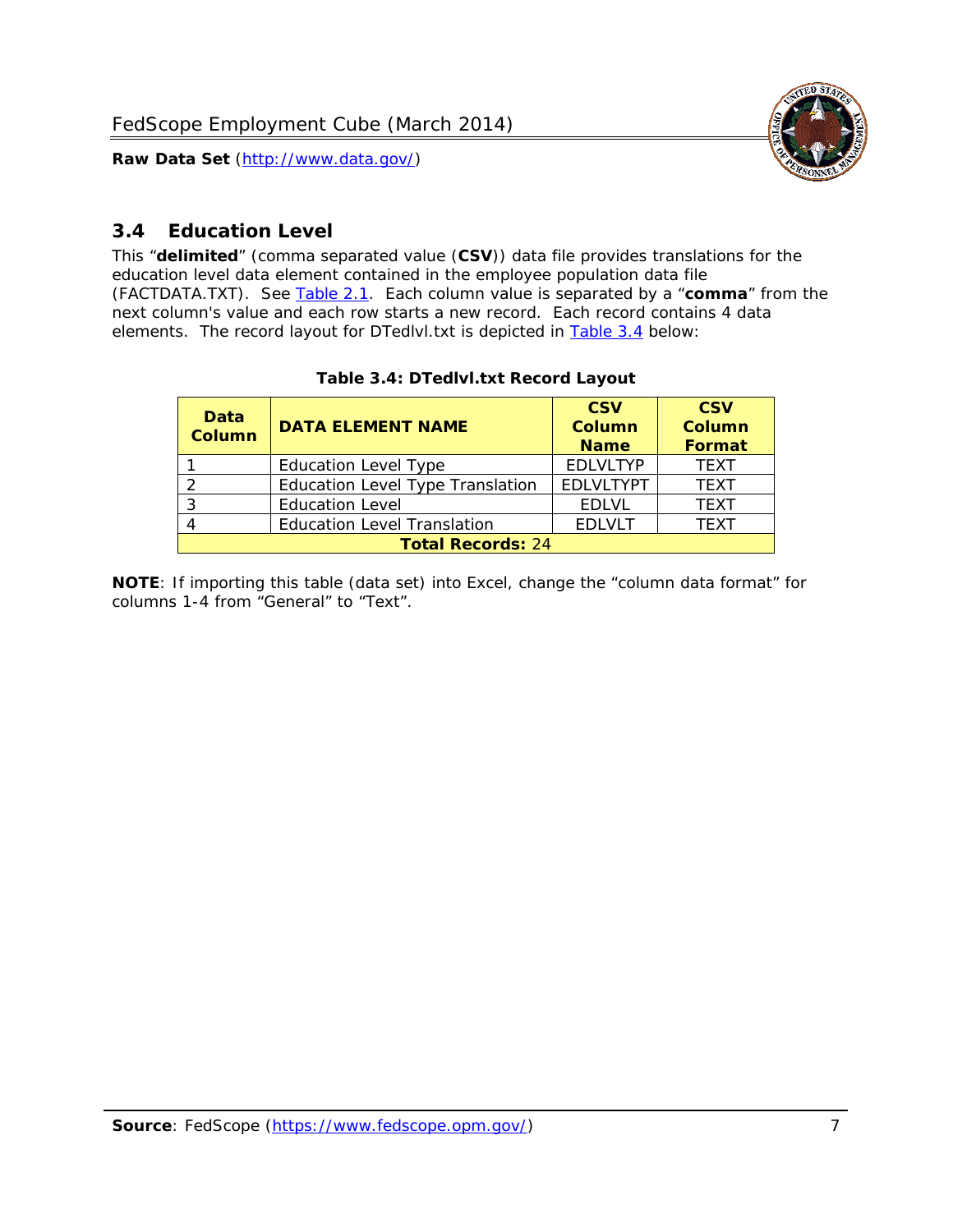## 3.4 Education Level

This "**delimited**" (comma separated value (**CSV**)) data file provides translations for the education level data element contained in the employee population data file (FACTDATA.TXT). See Table 2.1. Each column value is separated by a "**comma**" from the next column's value and each row starts a new record. Each record contains 4 data elements. The record layout for DTedlvl.txt is depicted in Table 3.4 below:

**Table 3.4: DTedlvl.txt Record Layout**

| Data Column | DATA ELEMENT NAME | CSV Column Name | CSV Column Format |
|---|---|---|---|
| 1 | Education Level Type | EDLVLTYP | TEXT |
| 2 | Education Level Type Translation | EDLVLTYPT | TEXT |
| 3 | Education Level | EDLVL | TEXT |
| 4 | Education Level Translation | EDLVLT | TEXT |
| **Total Records:** 24 | | | |

**NOTE**: If importing this table (data set) into Excel, change the "column data format" for columns 1-4 from "General" to "Text".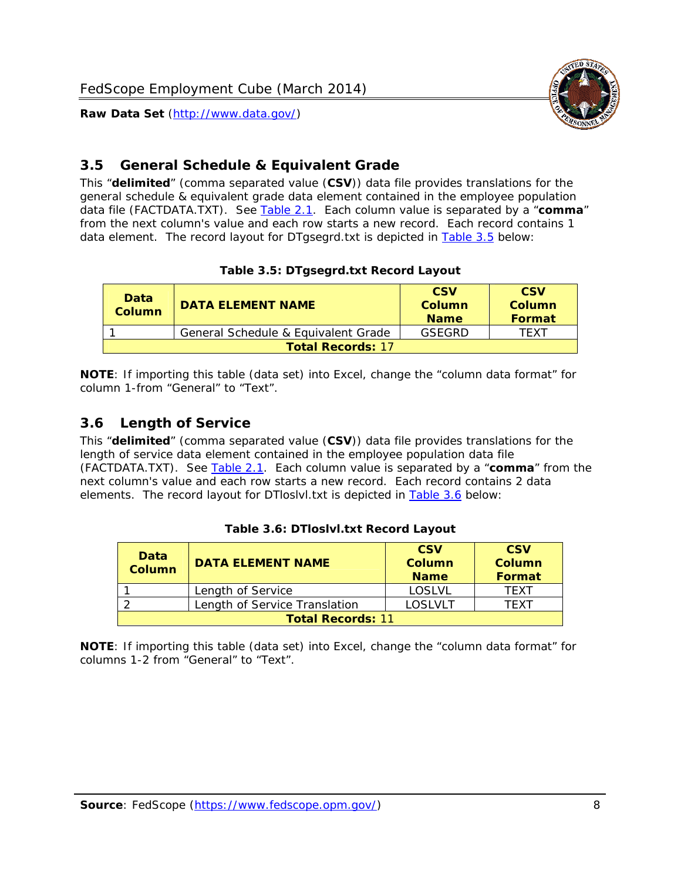## 3.5 General Schedule & Equivalent Grade

This "**delimited**" (comma separated value (**CSV**)) data file provides translations for the general schedule & equivalent grade data element contained in the employee population data file (FACTDATA.TXT). See Table 2.1. Each column value is separated by a "**comma**" from the next column's value and each row starts a new record. Each record contains 1 data element. The record layout for DTgsegrd.txt is depicted in Table 3.5 below:

**Table 3.5: DTgsegrd.txt Record Layout**

| Data Column | DATA ELEMENT NAME | CSV Column Name | CSV Column Format |
|---|---|---|---|
| 1 | General Schedule & Equivalent Grade | GSEGRD | TEXT |
| **Total Records:** 17 | | | |

**NOTE**: If importing this table (data set) into Excel, change the "column data format" for column 1-from "General" to "Text".

## 3.6 Length of Service

This "**delimited**" (comma separated value (**CSV**)) data file provides translations for the length of service data element contained in the employee population data file (FACTDATA.TXT). See Table 2.1. Each column value is separated by a "**comma**" from the next column's value and each row starts a new record. Each record contains 2 data elements. The record layout for DTloslvl.txt is depicted in Table 3.6 below:

**Table 3.6: DTloslvl.txt Record Layout**

| Data Column | DATA ELEMENT NAME | CSV Column Name | CSV Column Format |
|---|---|---|---|
| 1 | Length of Service | LOSLVL | TEXT |
| 2 | Length of Service Translation | LOSLVLT | TEXT |
| **Total Records:** 11 | | | |

**NOTE**: If importing this table (data set) into Excel, change the "column data format" for columns 1-2 from "General" to "Text".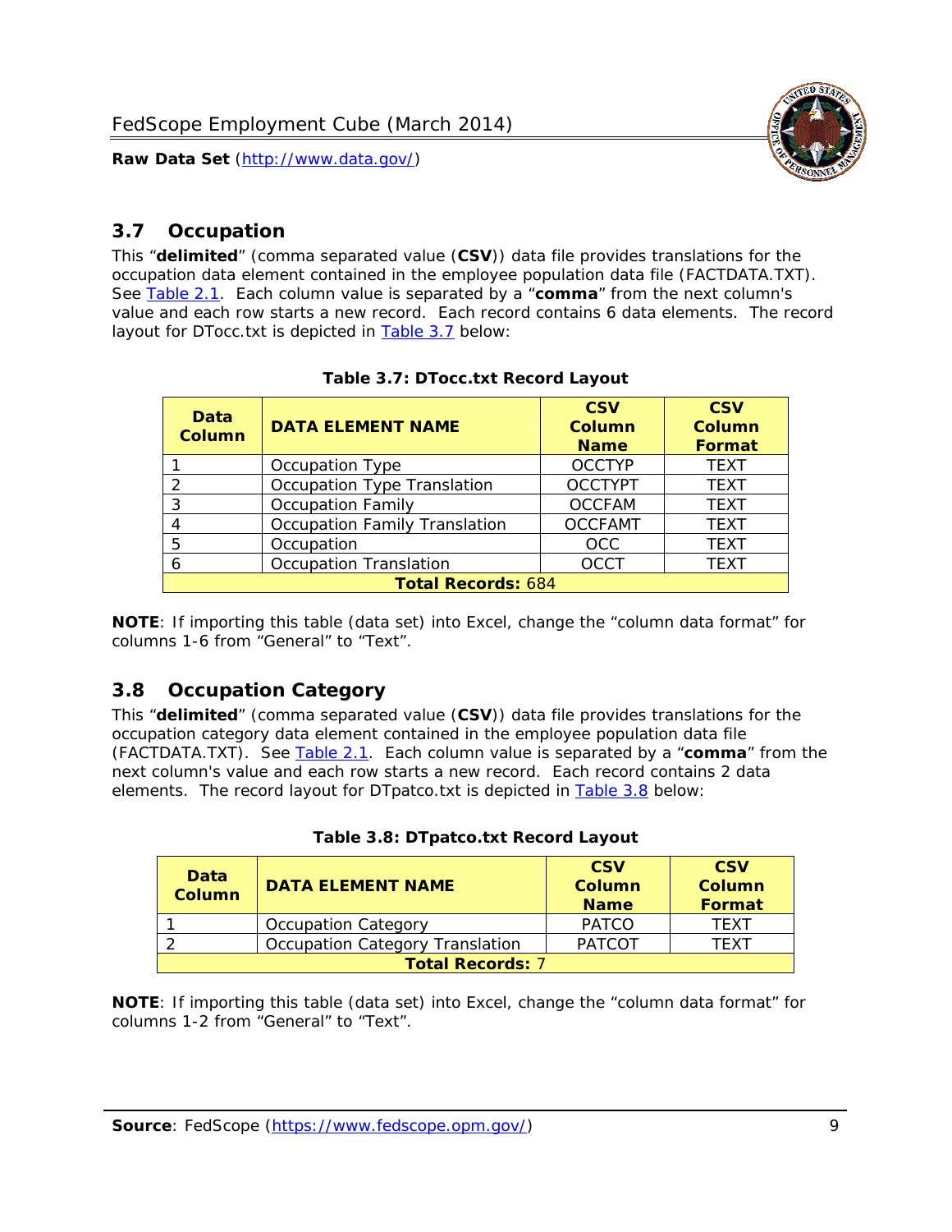## 3.7 Occupation

This "**delimited**" (comma separated value (**CSV**)) data file provides translations for the occupation data element contained in the employee population data file (FACTDATA.TXT). See Table 2.1. Each column value is separated by a "**comma**" from the next column's value and each row starts a new record. Each record contains 6 data elements. The record layout for DTocc.txt is depicted in Table 3.7 below:

**Table 3.7: DTocc.txt Record Layout**

| Data Column | DATA ELEMENT NAME | CSV Column Name | CSV Column Format |
|---|---|---|---|
| 1 | Occupation Type | OCCTYP | TEXT |
| 2 | Occupation Type Translation | OCCTYPT | TEXT |
| 3 | Occupation Family | OCCFAM | TEXT |
| 4 | Occupation Family Translation | OCCFAMT | TEXT |
| 5 | Occupation | OCC | TEXT |
| 6 | Occupation Translation | OCCT | TEXT |
| **Total Records:** 684 | | | |

**NOTE**: If importing this table (data set) into Excel, change the "column data format" for columns 1-6 from "General" to "Text".

## 3.8 Occupation Category

This "**delimited**" (comma separated value (**CSV**)) data file provides translations for the occupation category data element contained in the employee population data file (FACTDATA.TXT). See Table 2.1. Each column value is separated by a "**comma**" from the next column's value and each row starts a new record. Each record contains 2 data elements. The record layout for DTpatco.txt is depicted in Table 3.8 below:

**Table 3.8: DTpatco.txt Record Layout**

| Data Column | DATA ELEMENT NAME | CSV Column Name | CSV Column Format |
|---|---|---|---|
| 1 | Occupation Category | PATCO | TEXT |
| 2 | Occupation Category Translation | PATCOT | TEXT |
| **Total Records:** 7 | | | |

**NOTE**: If importing this table (data set) into Excel, change the "column data format" for columns 1-2 from "General" to "Text".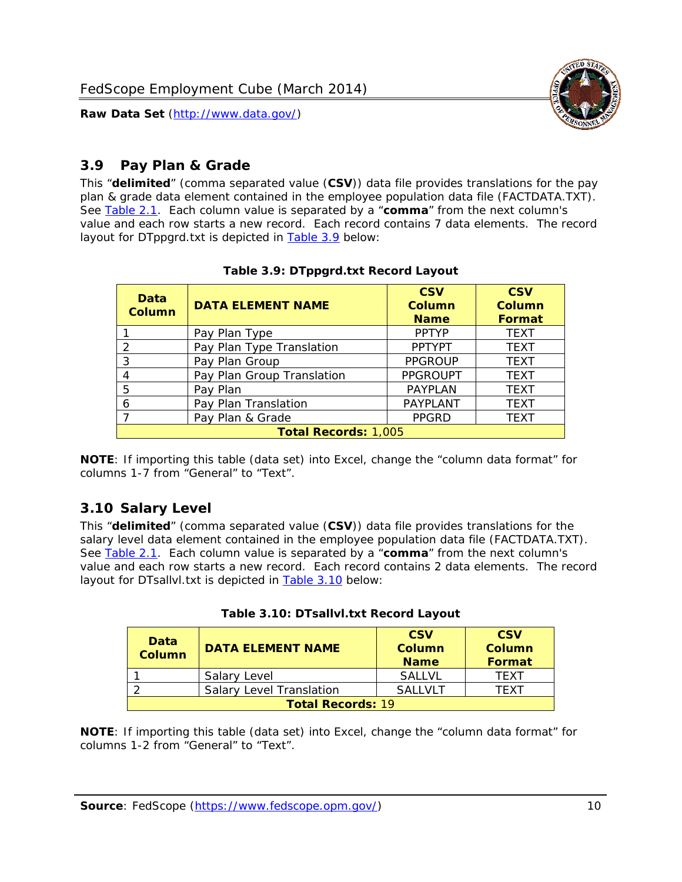## 3.9 Pay Plan & Grade

This "**delimited**" (comma separated value (**CSV**)) data file provides translations for the pay plan & grade data element contained in the employee population data file (FACTDATA.TXT). See Table 2.1. Each column value is separated by a "**comma**" from the next column's value and each row starts a new record. Each record contains 7 data elements. The record layout for DTppgrd.txt is depicted in Table 3.9 below:

**Table 3.9: DTppgrd.txt Record Layout**

| Data Column | DATA ELEMENT NAME | CSV Column Name | CSV Column Format |
|---|---|---|---|
| 1 | Pay Plan Type | PPTYP | TEXT |
| 2 | Pay Plan Type Translation | PPTYPT | TEXT |
| 3 | Pay Plan Group | PPGROUP | TEXT |
| 4 | Pay Plan Group Translation | PPGROUPT | TEXT |
| 5 | Pay Plan | PAYPLAN | TEXT |
| 6 | Pay Plan Translation | PAYPLANT | TEXT |
| 7 | Pay Plan & Grade | PPGRD | TEXT |
| **Total Records:** 1,005 | | | |

**NOTE**: If importing this table (data set) into Excel, change the "column data format" for columns 1-7 from "General" to "Text".

## 3.10 Salary Level

This "**delimited**" (comma separated value (**CSV**)) data file provides translations for the salary level data element contained in the employee population data file (FACTDATA.TXT). See Table 2.1. Each column value is separated by a "**comma**" from the next column's value and each row starts a new record. Each record contains 2 data elements. The record layout for DTsallvl.txt is depicted in Table 3.10 below:

**Table 3.10: DTsallvl.txt Record Layout**

| Data Column | DATA ELEMENT NAME | CSV Column Name | CSV Column Format |
|---|---|---|---|
| 1 | Salary Level | SALLVL | TEXT |
| 2 | Salary Level Translation | SALLVLT | TEXT |
| **Total Records:** 19 | | | |

**NOTE**: If importing this table (data set) into Excel, change the "column data format" for columns 1-2 from "General" to "Text".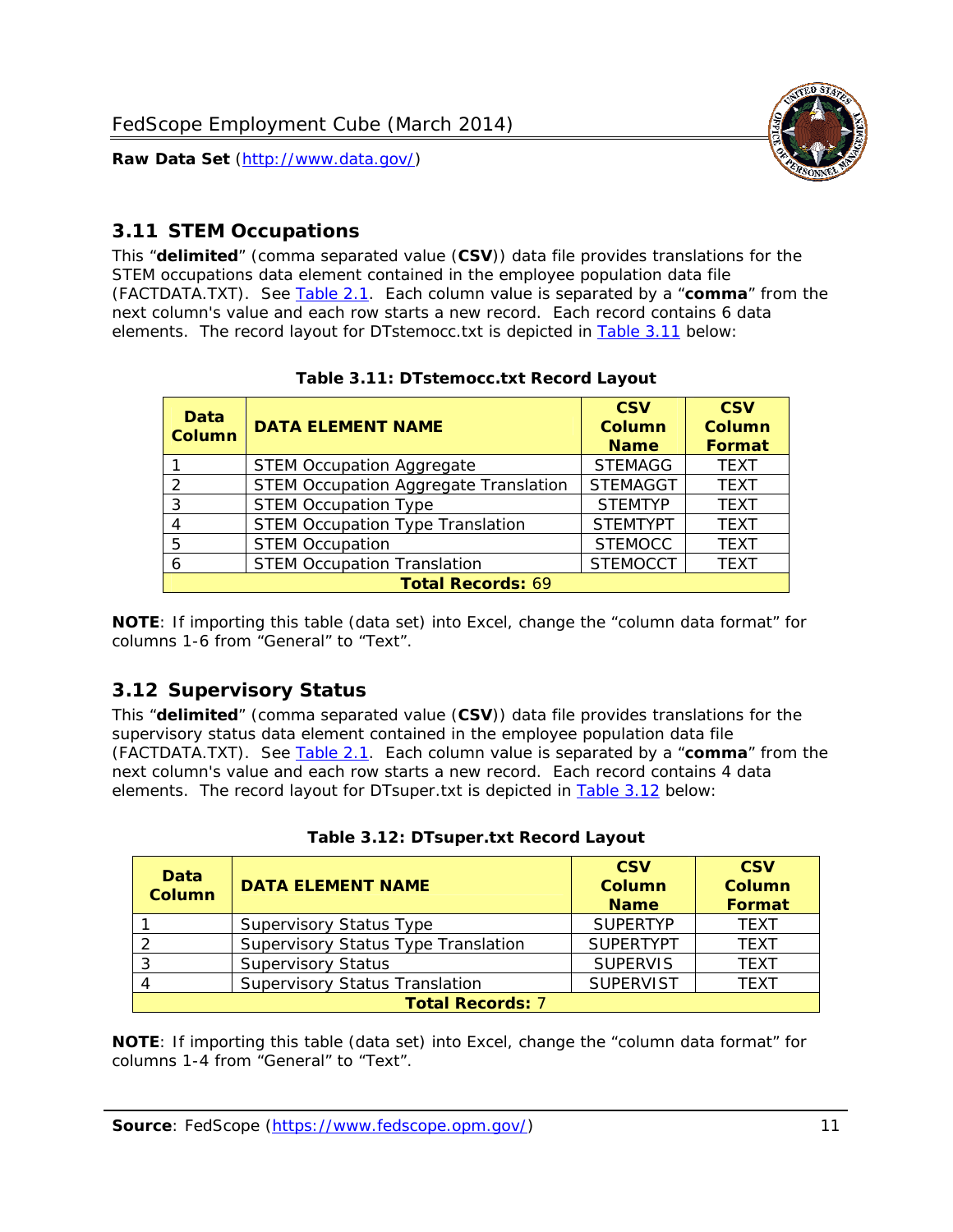## 3.11 STEM Occupations

This "**delimited**" (comma separated value (**CSV**)) data file provides translations for the STEM occupations data element contained in the employee population data file (FACTDATA.TXT). See Table 2.1. Each column value is separated by a "**comma**" from the next column's value and each row starts a new record. Each record contains 6 data elements. The record layout for DTstemocc.txt is depicted in Table 3.11 below:

**Table 3.11: DTstemocc.txt Record Layout**

| Data Column | DATA ELEMENT NAME | CSV Column Name | CSV Column Format |
|---|---|---|---|
| 1 | STEM Occupation Aggregate | STEMAGG | TEXT |
| 2 | STEM Occupation Aggregate Translation | STEMAGGT | TEXT |
| 3 | STEM Occupation Type | STEMTYP | TEXT |
| 4 | STEM Occupation Type Translation | STEMTYPT | TEXT |
| 5 | STEM Occupation | STEMOCC | TEXT |
| 6 | STEM Occupation Translation | STEMOCCT | TEXT |
| **Total Records: 69** | | | |

**NOTE**: If importing this table (data set) into Excel, change the "column data format" for columns 1-6 from "General" to "Text".

## 3.12 Supervisory Status

This "**delimited**" (comma separated value (**CSV**)) data file provides translations for the supervisory status data element contained in the employee population data file (FACTDATA.TXT). See Table 2.1. Each column value is separated by a "**comma**" from the next column's value and each row starts a new record. Each record contains 4 data elements. The record layout for DTsuper.txt is depicted in Table 3.12 below:

**Table 3.12: DTsuper.txt Record Layout**

| Data Column | DATA ELEMENT NAME | CSV Column Name | CSV Column Format |
|---|---|---|---|
| 1 | Supervisory Status Type | SUPERTYP | TEXT |
| 2 | Supervisory Status Type Translation | SUPERTYPT | TEXT |
| 3 | Supervisory Status | SUPERVIS | TEXT |
| 4 | Supervisory Status Translation | SUPERVIST | TEXT |
| **Total Records: 7** | | | |

**NOTE**: If importing this table (data set) into Excel, change the "column data format" for columns 1-4 from "General" to "Text".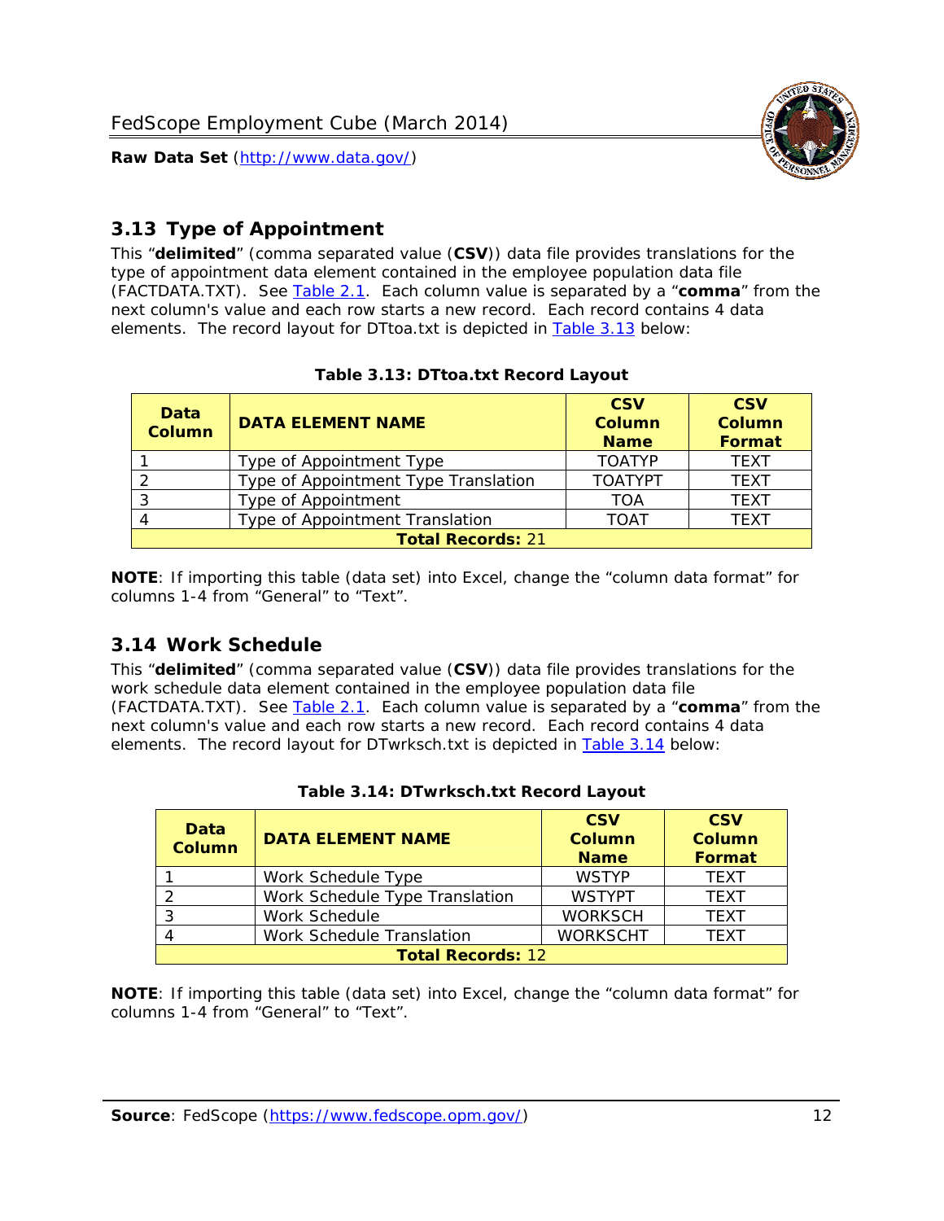## 3.13 Type of Appointment

This "**delimited**" (comma separated value (**CSV**)) data file provides translations for the type of appointment data element contained in the employee population data file (FACTDATA.TXT). See Table 2.1. Each column value is separated by a "**comma**" from the next column's value and each row starts a new record. Each record contains 4 data elements. The record layout for DTtoa.txt is depicted in Table 3.13 below:

**Table 3.13: DTtoa.txt Record Layout**

| Data Column | DATA ELEMENT NAME | CSV Column Name | CSV Column Format |
|---|---|---|---|
| 1 | Type of Appointment Type | TOATYP | TEXT |
| 2 | Type of Appointment Type Translation | TOATYPT | TEXT |
| 3 | Type of Appointment | TOA | TEXT |
| 4 | Type of Appointment Translation | TOAT | TEXT |
| **Total Records:** 21 | | | |

**NOTE**: If importing this table (data set) into Excel, change the "column data format" for columns 1-4 from "General" to "Text".

## 3.14 Work Schedule

This "**delimited**" (comma separated value (**CSV**)) data file provides translations for the work schedule data element contained in the employee population data file (FACTDATA.TXT). See Table 2.1. Each column value is separated by a "**comma**" from the next column's value and each row starts a new record. Each record contains 4 data elements. The record layout for DTwrksch.txt is depicted in Table 3.14 below:

**Table 3.14: DTwrksch.txt Record Layout**

| Data Column | DATA ELEMENT NAME | CSV Column Name | CSV Column Format |
|---|---|---|---|
| 1 | Work Schedule Type | WSTYP | TEXT |
| 2 | Work Schedule Type Translation | WSTYPT | TEXT |
| 3 | Work Schedule | WORKSCH | TEXT |
| 4 | Work Schedule Translation | WORKSCHT | TEXT |
| **Total Records:** 12 | | | |

**NOTE**: If importing this table (data set) into Excel, change the "column data format" for columns 1-4 from "General" to "Text".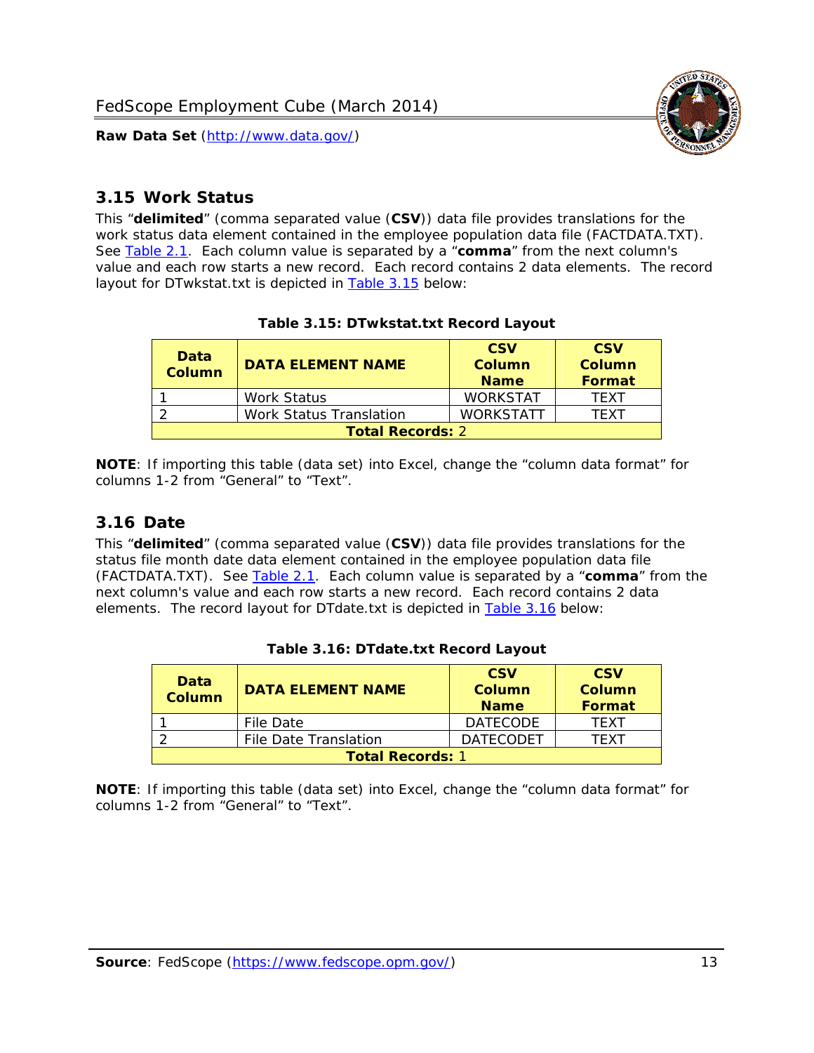## 3.15 Work Status

This "**delimited**" (comma separated value (**CSV**)) data file provides translations for the work status data element contained in the employee population data file (FACTDATA.TXT). See Table 2.1. Each column value is separated by a "**comma**" from the next column's value and each row starts a new record. Each record contains 2 data elements. The record layout for DTwkstat.txt is depicted in Table 3.15 below:

**Table 3.15: DTwkstat.txt Record Layout**

| Data Column | DATA ELEMENT NAME | CSV Column Name | CSV Column Format |
|---|---|---|---|
| 1 | Work Status | WORKSTAT | TEXT |
| 2 | Work Status Translation | WORKSTATT | TEXT |
| **Total Records:** 2 | | | |

**NOTE**: If importing this table (data set) into Excel, change the "column data format" for columns 1-2 from "General" to "Text".

## 3.16 Date

This "**delimited**" (comma separated value (**CSV**)) data file provides translations for the status file month date data element contained in the employee population data file (FACTDATA.TXT). See Table 2.1. Each column value is separated by a "**comma**" from the next column's value and each row starts a new record. Each record contains 2 data elements. The record layout for DTdate.txt is depicted in Table 3.16 below:

**Table 3.16: DTdate.txt Record Layout**

| Data Column | DATA ELEMENT NAME | CSV Column Name | CSV Column Format |
|---|---|---|---|
| 1 | File Date | DATECODE | TEXT |
| 2 | File Date Translation | DATECODET | TEXT |
| **Total Records:** 1 | | | |

**NOTE**: If importing this table (data set) into Excel, change the "column data format" for columns 1-2 from "General" to "Text".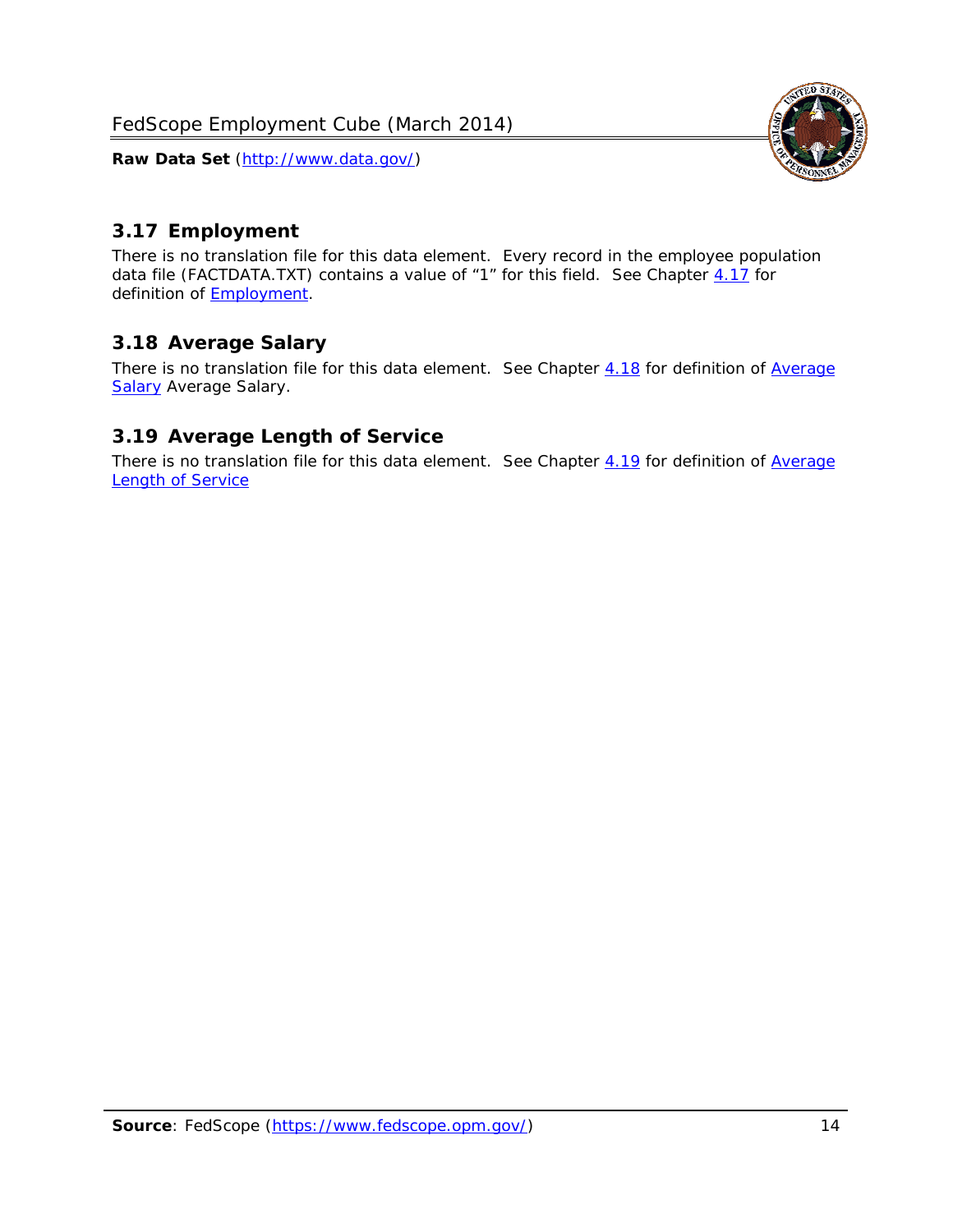## 3.17 Employment

There is no translation file for this data element. Every record in the employee population data file (FACTDATA.TXT) contains a value of “1” for this field. See Chapter 4.17 for definition of Employment.

## 3.18 Average Salary

There is no translation file for this data element. See Chapter 4.18 for definition of Average Salary Average Salary.

## 3.19 Average Length of Service

There is no translation file for this data element. See Chapter 4.19 for definition of Average Length of Service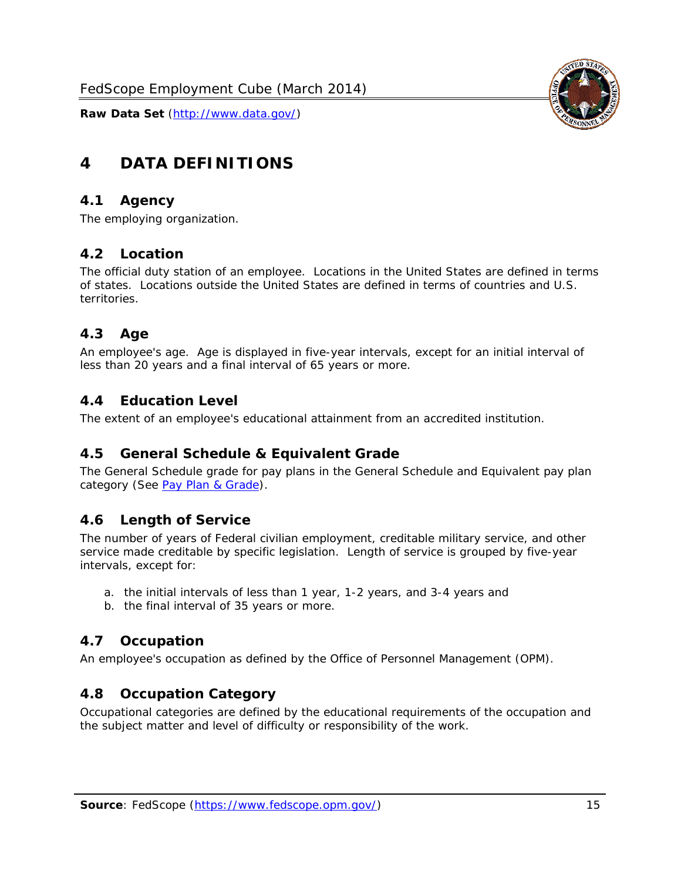# 4 DATA DEFINITIONS

## 4.1 Agency

The employing organization.

## 4.2 Location

The official duty station of an employee. Locations in the United States are defined in terms of states. Locations outside the United States are defined in terms of countries and U.S. territories.

## 4.3 Age

An employee's age. Age is displayed in five-year intervals, except for an initial interval of less than 20 years and a final interval of 65 years or more.

## 4.4 Education Level

The extent of an employee's educational attainment from an accredited institution.

## 4.5 General Schedule & Equivalent Grade

The General Schedule grade for pay plans in the General Schedule and Equivalent pay plan category (See Pay Plan & Grade).

## 4.6 Length of Service

The number of years of Federal civilian employment, creditable military service, and other service made creditable by specific legislation. Length of service is grouped by five-year intervals, except for:

a. the initial intervals of less than 1 year, 1-2 years, and 3-4 years and
b. the final interval of 35 years or more.

## 4.7 Occupation

An employee's occupation as defined by the Office of Personnel Management (OPM).

## 4.8 Occupation Category

Occupational categories are defined by the educational requirements of the occupation and the subject matter and level of difficulty or responsibility of the work.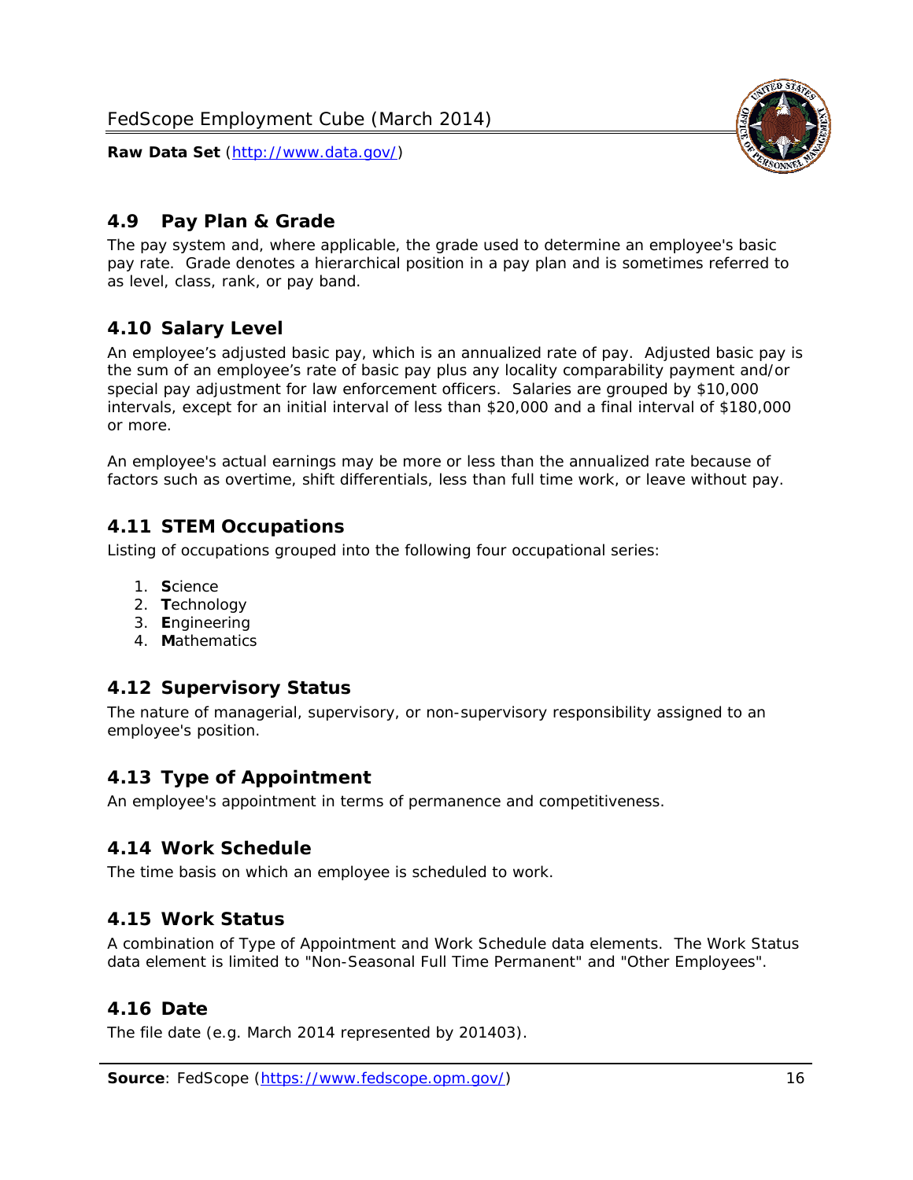## 4.9 Pay Plan & Grade

The pay system and, where applicable, the grade used to determine an employee's basic pay rate. Grade denotes a hierarchical position in a pay plan and is sometimes referred to as level, class, rank, or pay band.

## 4.10 Salary Level

An employee's adjusted basic pay, which is an annualized rate of pay. Adjusted basic pay is the sum of an employee's rate of basic pay plus any locality comparability payment and/or special pay adjustment for law enforcement officers. Salaries are grouped by $10,000 intervals, except for an initial interval of less than $20,000 and a final interval of $180,000 or more.

An employee's actual earnings may be more or less than the annualized rate because of factors such as overtime, shift differentials, less than full time work, or leave without pay.

## 4.11 STEM Occupations

Listing of occupations grouped into the following four occupational series:

1. **S**cience
2. **T**echnology
3. **E**ngineering
4. **M**athematics

## 4.12 Supervisory Status

The nature of managerial, supervisory, or non-supervisory responsibility assigned to an employee's position.

## 4.13 Type of Appointment

An employee's appointment in terms of permanence and competitiveness.

## 4.14 Work Schedule

The time basis on which an employee is scheduled to work.

## 4.15 Work Status

A combination of Type of Appointment and Work Schedule data elements. The Work Status data element is limited to "Non-Seasonal Full Time Permanent" and "Other Employees".

## 4.16 Date

The file date (e.g. March 2014 represented by 201403).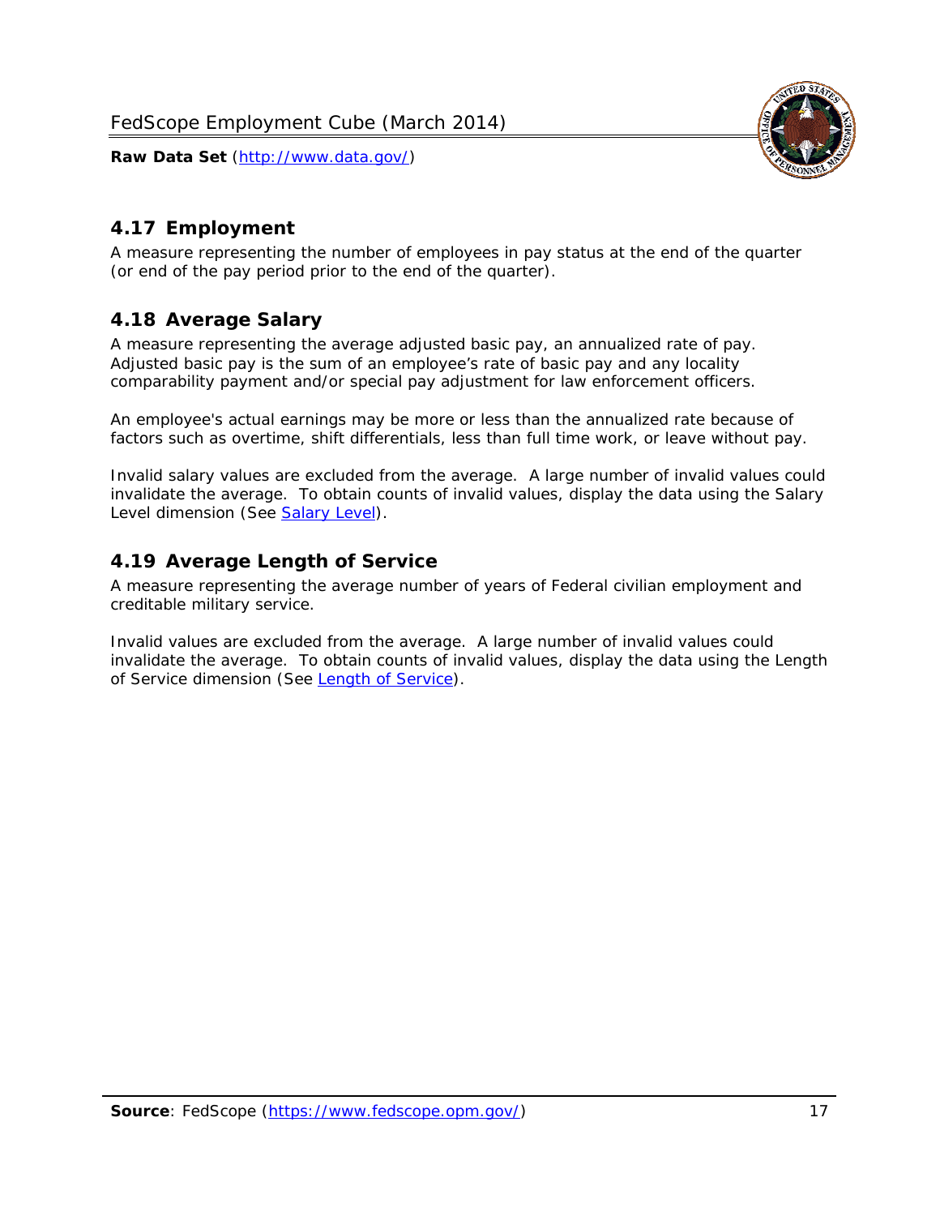## 4.17 Employment

A measure representing the number of employees in pay status at the end of the quarter (or end of the pay period prior to the end of the quarter).

## 4.18 Average Salary

A measure representing the average adjusted basic pay, an annualized rate of pay. Adjusted basic pay is the sum of an employee's rate of basic pay and any locality comparability payment and/or special pay adjustment for law enforcement officers.

An employee's actual earnings may be more or less than the annualized rate because of factors such as overtime, shift differentials, less than full time work, or leave without pay.

Invalid salary values are excluded from the average. A large number of invalid values could invalidate the average. To obtain counts of invalid values, display the data using the Salary Level dimension (See Salary Level).

## 4.19 Average Length of Service

A measure representing the average number of years of Federal civilian employment and creditable military service.

Invalid values are excluded from the average. A large number of invalid values could invalidate the average. To obtain counts of invalid values, display the data using the Length of Service dimension (See Length of Service).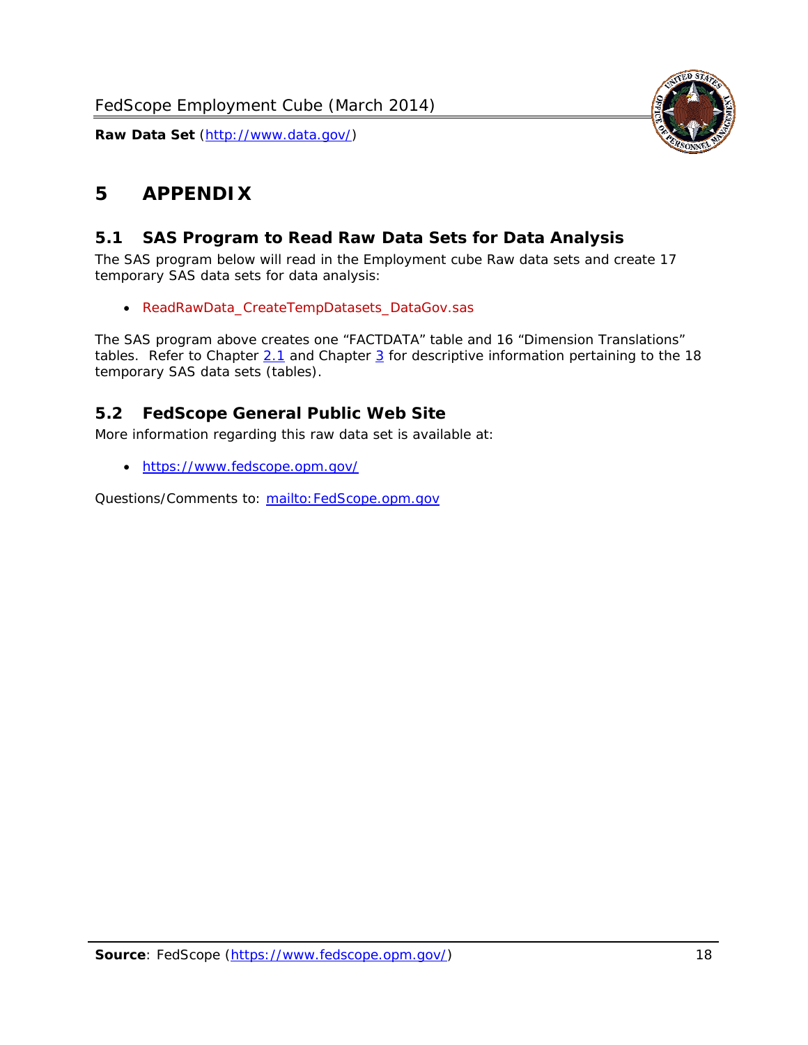# 5 APPENDIX

## 5.1 SAS Program to Read Raw Data Sets for Data Analysis

The SAS program below will read in the Employment cube Raw data sets and create 17 temporary SAS data sets for data analysis:

- ReadRawData_CreateTempDatasets_DataGov.sas

The SAS program above creates one "FACTDATA" table and 16 "Dimension Translations" tables. Refer to Chapter 2.1 and Chapter 3 for descriptive information pertaining to the 18 temporary SAS data sets (tables).

## 5.2 FedScope General Public Web Site

More information regarding this raw data set is available at:

- https://www.fedscope.opm.gov/

Questions/Comments to: mailto:FedScope.opm.gov